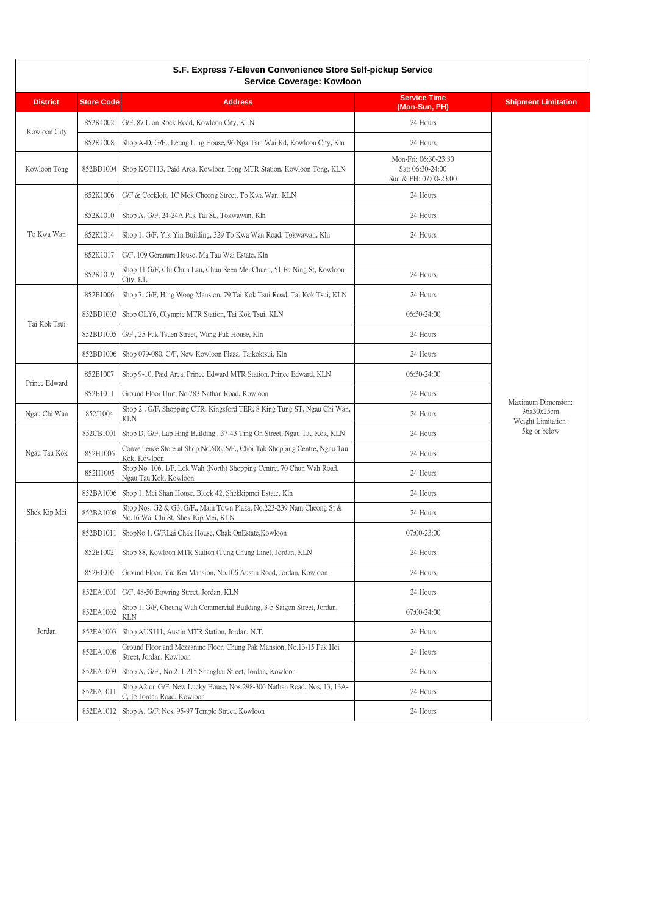**S.F. Express 7-Eleven Convenience Store Self-pickup Service**
**Service Coverage: Kowloon**

| District | Store Code | Address | Service Time (Mon-Sun, PH) | Shipment Limitation |
|---|---|---|---|---|
| Kowloon City | 852K1002 | G/F, 87 Lion Rock Road, Kowloon City, KLN | 24 Hours | Maximum Dimension: 36x30x25cm Weight Limitation: 5kg or below |
| | 852K1008 | Shop A-D, G/F., Leung Ling House, 96 Nga Tsin Wai Rd, Kowloon City, Kln | 24 Hours | |
| Kowloon Tong | 852BD1004 | Shop KOT113, Paid Area, Kowloon Tong MTR Station, Kowloon Tong, KLN | Mon-Fri: 06:30-23:30 Sat: 06:30-24:00 Sun & PH: 07:00-23:00 | |
| To Kwa Wan | 852K1006 | G/F & Cockloft, 1C Mok Cheong Street, To Kwa Wan, KLN | 24 Hours | |
| | 852K1010 | Shop A, G/F, 24-24A Pak Tai St., Tokwawan, Kln | 24 Hours | |
| | 852K1014 | Shop 1, G/F, Yik Yin Building, 329 To Kwa Wan Road, Tokwawan, Kln | 24 Hours | |
| | 852K1017 | G/F, 109 Geranum House, Ma Tau Wai Estate, Kln | | |
| | 852K1019 | Shop 11 G/F, Chi Chun Lau, Chun Seen Mei Chuen, 51 Fu Ning St, Kowloon City, KL | 24 Hours | |
| Tai Kok Tsui | 852B1006 | Shop 7, G/F, Hing Wong Mansion, 79 Tai Kok Tsui Road, Tai Kok Tsui, KLN | 24 Hours | |
| | 852BD1003 | Shop OLY6, Olympic MTR Station, Tai Kok Tsui, KLN | 06:30-24:00 | |
| | 852BD1005 | G/F., 25 Fuk Tsuen Street, Wang Fuk House, Kln | 24 Hours | |
| | 852BD1006 | Shop 079-080, G/F, New Kowloon Plaza, Taikoktsui, Kln | 24 Hours | |
| Prince Edward | 852B1007 | Shop 9-10, Paid Area, Prince Edward MTR Station, Prince Edward, KLN | 06:30-24:00 | |
| | 852B1011 | Ground Floor Unit, No.783 Nathan Road, Kowloon | 24 Hours | |
| Ngau Chi Wan | 852J1004 | Shop 2 , G/F, Shopping CTR, Kingsford TER, 8 King Tung ST, Ngau Chi Wan, KLN | 24 Hours | |
| Ngau Tau Kok | 852CB1001 | Shop D, G/F, Lap Hing Building., 37-43 Ting On Street, Ngau Tau Kok, KLN | 24 Hours | |
| | 852H1006 | Convenience Store at Shop No.506, 5/F., Choi Tak Shopping Centre, Ngau Tau Kok, Kowloon | 24 Hours | |
| | 852H1005 | Shop No. 106, 1/F, Lok Wah (North) Shopping Centre, 70 Chun Wah Road, Ngau Tau Kok, Kowloon | 24 Hours | |
| Shek Kip Mei | 852BA1006 | Shop 1, Mei Shan House, Block 42, Shekkipmei Estate, Kln | 24 Hours | |
| | 852BA1008 | Shop Nos. G2 & G3, G/F., Main Town Plaza, No.223-239 Nam Cheong St & No.16 Wai Chi St, Shek Kip Mei, KLN | 24 Hours | |
| | 852BD1011 | ShopNo.1, G/F,Lai Chak House, Chak OnEstate,Kowloon | 07:00-23:00 | |
| Jordan | 852E1002 | Shop 88, Kowloon MTR Station (Tung Chung Line), Jordan, KLN | 24 Hours | |
| | 852E1010 | Ground Floor, Yiu Kei Mansion, No.106 Austin Road, Jordan, Kowloon | 24 Hours | |
| | 852EA1001 | G/F, 48-50 Bowring Street, Jordan, KLN | 24 Hours | |
| | 852EA1002 | Shop 1, G/F, Cheung Wah Commercial Building, 3-5 Saigon Street, Jordan, KLN | 07:00-24:00 | |
| | 852EA1003 | Shop AUS111, Austin MTR Station, Jordan, N.T. | 24 Hours | |
| | 852EA1008 | Ground Floor and Mezzanine Floor, Chung Pak Mansion, No.13-15 Pak Hoi Street, Jordan, Kowloon | 24 Hours | |
| | 852EA1009 | Shop A, G/F., No.211-215 Shanghai Street, Jordan, Kowloon | 24 Hours | |
| | 852EA1011 | Shop A2 on G/F, New Lucky House, Nos.298-306 Nathan Road, Nos. 13, 13A-C, 15 Jordan Road, Kowloon | 24 Hours | |
| | 852EA1012 | Shop A, G/F, Nos. 95-97 Temple Street, Kowloon | 24 Hours | |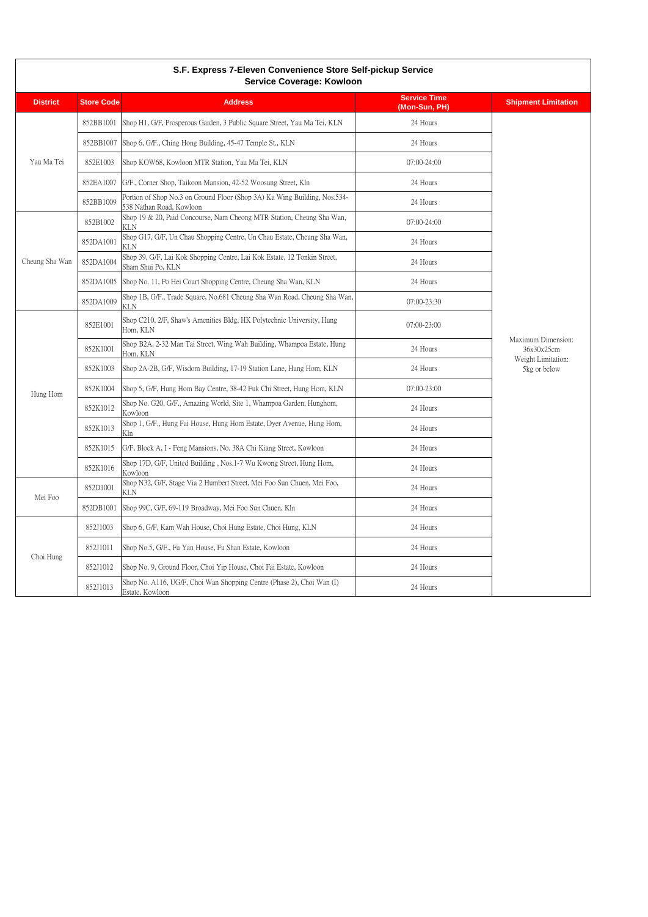## S.F. Express 7-Eleven Convenience Store Self-pickup Service
### Service Coverage: Kowloon

| District | Store Code | Address | Service Time (Mon-Sun, PH) | Shipment Limitation |
| --- | --- | --- | --- | --- |
| Yau Ma Tei | 852BB1001 | Shop H1, G/F, Prosperous Garden, 3 Public Square Street, Yau Ma Tei, KLN | 24 Hours | Maximum Dimension: 36x30x25cm Weight Limitation: 5kg or below |
| | 852BB1007 | Shop 6, G/F., Ching Hong Building, 45-47 Temple St., KLN | 24 Hours | |
| | 852E1003 | Shop KOW68, Kowloon MTR Station, Yau Ma Tei, KLN | 07:00-24:00 | |
| | 852EA1007 | G/F., Corner Shop, Taikoon Mansion, 42-52 Woosung Street, Kln | 24 Hours | |
| | 852BB1009 | Portion of Shop No.3 on Ground Floor (Shop 3A) Ka Wing Building, Nos.534-538 Nathan Road, Kowloon | 24 Hours | |
| Cheung Sha Wan | 852B1002 | Shop 19 & 20, Paid Concourse, Nam Cheong MTR Station, Cheung Sha Wan, KLN | 07:00-24:00 | |
| | 852DA1001 | Shop G17, G/F, Un Chau Shopping Centre, Un Chau Estate, Cheung Sha Wan, KLN | 24 Hours | |
| | 852DA1004 | Shop 39, G/F, Lai Kok Shopping Centre, Lai Kok Estate, 12 Tonkin Street, Sham Shui Po, KLN | 24 Hours | |
| | 852DA1005 | Shop No. 11, Po Hei Court Shopping Centre, Cheung Sha Wan, KLN | 24 Hours | |
| | 852DA1009 | Shop 1B, G/F., Trade Square, No.681 Cheung Sha Wan Road, Cheung Sha Wan, KLN | 07:00-23:30 | |
| Hung Hom | 852E1001 | Shop C210, 2/F, Shaw's Amenities Bldg, HK Polytechnic University, Hung Hom, KLN | 07:00-23:00 | |
| | 852K1001 | Shop B2A, 2-32 Man Tai Street, Wing Wah Building, Whampoa Estate, Hung Hom, KLN | 24 Hours | |
| | 852K1003 | Shop 2A-2B, G/F, Wisdom Building, 17-19 Station Lane, Hung Hom, KLN | 24 Hours | |
| | 852K1004 | Shop 5, G/F, Hung Hom Bay Centre, 38-42 Fuk Chi Street, Hung Hom, KLN | 07:00-23:00 | |
| | 852K1012 | Shop No. G20, G/F., Amazing World, Site 1, Whampoa Garden, Hunghom, Kowloon | 24 Hours | |
| | 852K1013 | Shop 1, G/F., Hung Fai House, Hung Hom Estate, Dyer Avenue, Hung Hom, Kln | 24 Hours | |
| | 852K1015 | G/F, Block A, I - Feng Mansions, No. 38A Chi Kiang Street, Kowloon | 24 Hours | |
| | 852K1016 | Shop 17D, G/F, United Building , Nos.1-7 Wu Kwong Street, Hung Hom, Kowloon | 24 Hours | |
| Mei Foo | 852D1001 | Shop N32, G/F, Stage Via 2 Humbert Street, Mei Foo Sun Chuen, Mei Foo, KLN | 24 Hours | |
| | 852DB1001 | Shop 99C, G/F, 69-119 Broadway, Mei Foo Sun Chuen, Kln | 24 Hours | |
| Choi Hung | 852J1003 | Shop 6, G/F, Kam Wah House, Choi Hung Estate, Choi Hung, KLN | 24 Hours | |
| | 852J1011 | Shop No.5, G/F., Fu Yan House, Fu Shan Estate, Kowloon | 24 Hours | |
| | 852J1012 | Shop No. 9, Ground Floor, Choi Yip House, Choi Fai Estate, Kowloon | 24 Hours | |
| | 852J1013 | Shop No. A116, UG/F, Choi Wan Shopping Centre (Phase 2), Choi Wan (I) Estate, Kowloon | 24 Hours | |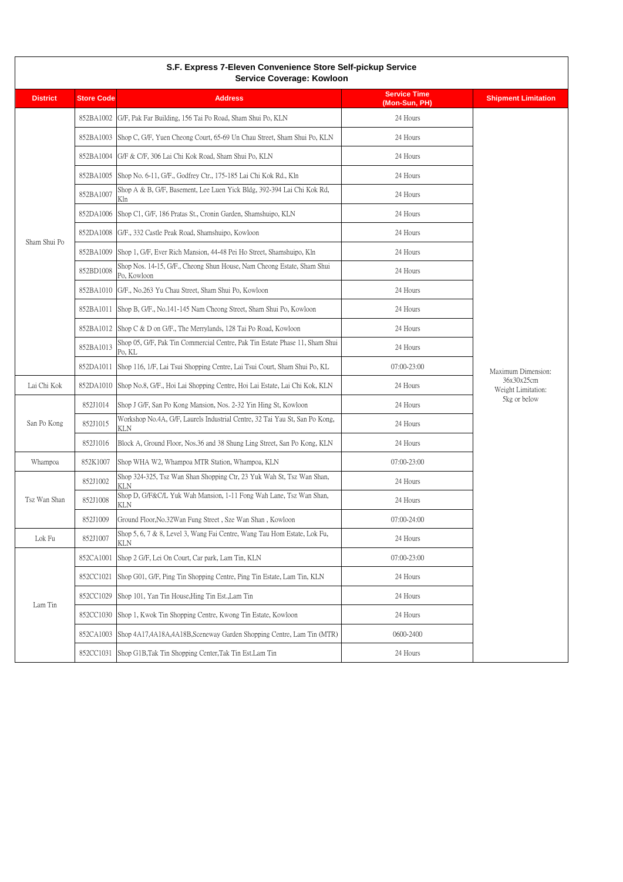**S.F. Express 7-Eleven Convenience Store Self-pickup Service**
**Service Coverage: Kowloon**

| District | Store Code | Address | Service Time (Mon-Sun, PH) | Shipment Limitation |
|---|---|---|---|---|
| Sham Shui Po | 852BA1002 | G/F, Pak Far Building, 156 Tai Po Road, Sham Shui Po, KLN | 24 Hours | Maximum Dimension: 36x30x25cm Weight Limitation: 5kg or below |
| | 852BA1003 | Shop C, G/F, Yuen Cheong Court, 65-69 Un Chau Street, Sham Shui Po, KLN | 24 Hours | |
| | 852BA1004 | G/F & C/F, 306 Lai Chi Kok Road, Sham Shui Po, KLN | 24 Hours | |
| | 852BA1005 | Shop No. 6-11, G/F., Godfrey Ctr., 175-185 Lai Chi Kok Rd., Kln | 24 Hours | |
| | 852BA1007 | Shop A & B, G/F, Basement, Lee Luen Yick Bldg, 392-394 Lai Chi Kok Rd, Kln | 24 Hours | |
| | 852DA1006 | Shop C1, G/F, 186 Pratas St., Cronin Garden, Shamshuipo, KLN | 24 Hours | |
| | 852DA1008 | G/F., 332 Castle Peak Road, Shamshuipo, Kowloon | 24 Hours | |
| | 852BA1009 | Shop 1, G/F, Ever Rich Mansion, 44-48 Pei Ho Street, Shamshuipo, Kln | 24 Hours | |
| | 852BD1008 | Shop Nos. 14-15, G/F., Cheong Shun House, Nam Cheong Estate, Sham Shui Po, Kowloon | 24 Hours | |
| | 852BA1010 | G/F., No.263 Yu Chau Street, Sham Shui Po, Kowloon | 24 Hours | |
| | 852BA1011 | Shop B, G/F., No.141-145 Nam Cheong Street, Sham Shui Po, Kowloon | 24 Hours | |
| | 852BA1012 | Shop C & D on G/F., The Merrylands, 128 Tai Po Road, Kowloon | 24 Hours | |
| | 852BA1013 | Shop 05, G/F, Pak Tin Commercial Centre, Pak Tin Estate Phase 11, Sham Shui Po, KL | 24 Hours | |
| | 852DA1011 | Shop 116, 1/F, Lai Tsui Shopping Centre, Lai Tsui Court, Sham Shui Po, KL | 07:00-23:00 | |
| Lai Chi Kok | 852DA1010 | Shop No.8, G/F., Hoi Lai Shopping Centre, Hoi Lai Estate, Lai Chi Kok, KLN | 24 Hours | |
| San Po Kong | 852J1014 | Shop J G/F, San Po Kong Mansion, Nos. 2-32 Yin Hing St, Kowloon | 24 Hours | |
| | 852J1015 | Workshop No.4A, G/F, Laurels Industrial Centre, 32 Tai Yau St, San Po Kong, KLN | 24 Hours | |
| | 852J1016 | Block A, Ground Floor, Nos.36 and 38 Shung Ling Street, San Po Kong, KLN | 24 Hours | |
| Whampoa | 852K1007 | Shop WHA W2, Whampoa MTR Station, Whampoa, KLN | 07:00-23:00 | |
| Tsz Wan Shan | 852J1002 | Shop 324-325, Tsz Wan Shan Shopping Ctr, 23 Yuk Wah St, Tsz Wan Shan, KLN | 24 Hours | |
| | 852J1008 | Shop D, G/F&C/L Yuk Wah Mansion, 1-11 Fong Wah Lane, Tsz Wan Shan, KLN | 24 Hours | |
| | 852J1009 | Ground Floor,No.32Wan Fung Street , Sze Wan Shan , Kowloon | 07:00-24:00 | |
| Lok Fu | 852J1007 | Shop 5, 6, 7 & 8, Level 3, Wang Fai Centre, Wang Tau Hom Estate, Lok Fu, KLN | 24 Hours | |
| Lam Tin | 852CA1001 | Shop 2 G/F, Lei On Court, Car park, Lam Tin, KLN | 07:00-23:00 | |
| | 852CC1021 | Shop G01, G/F, Ping Tin Shopping Centre, Ping Tin Estate, Lam Tin, KLN | 24 Hours | |
| | 852CC1029 | Shop 101, Yan Tin House,Hing Tin Est.,Lam Tin | 24 Hours | |
| | 852CC1030 | Shop 1, Kwok Tin Shopping Centre, Kwong Tin Estate, Kowloon | 24 Hours | |
| | 852CA1003 | Shop 4A17,4A18A,4A18B,Sceneway Garden Shopping Centre, Lam Tin (MTR) | 0600-2400 | |
| | 852CC1031 | Shop G1B,Tak Tin Shopping Center,Tak Tin Est.Lam Tin | 24 Hours | |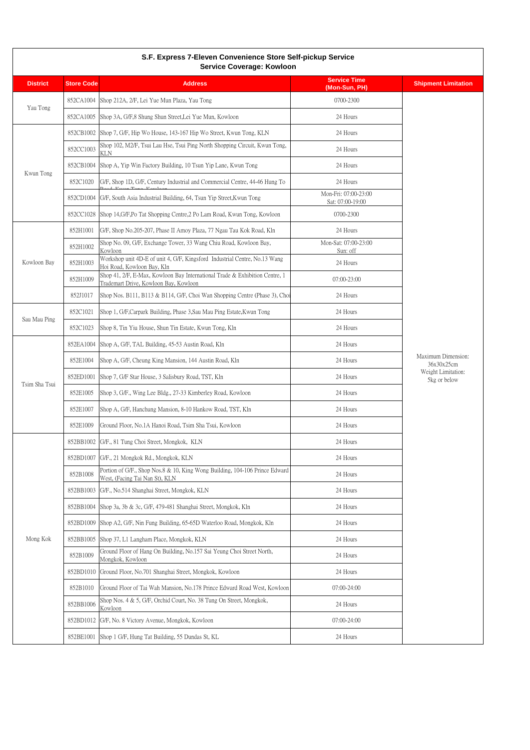**S.F. Express 7-Eleven Convenience Store Self-pickup Service**
**Service Coverage: Kowloon**

| District | Store Code | Address | Service Time (Mon-Sun, PH) | Shipment Limitation |
|---|---|---|---|---|
| Yau Tong | 852CA1004 | Shop 212A, 2/F, Lei Yue Mun Plaza, Yau Tong | 0700-2300 | Maximum Dimension: 36x30x25cm Weight Limitation: 5kg or below |
| | 852CA1005 | Shop 3A, G/F,8 Shung Shun Street,Lei Yue Mun, Kowloon | 24 Hours | |
| Kwun Tong | 852CB1002 | Shop 7, G/F, Hip Wo House, 143-167 Hip Wo Street, Kwun Tong, KLN | 24 Hours | |
| | 852CC1003 | Shop 102, M2/F, Tsui Lau Hse, Tsui Ping North Shopping Circuit, Kwun Tong, KLN | 24 Hours | |
| | 852CB1004 | Shop A, Yip Win Factory Building, 10 Tsun Yip Lane, Kwun Tong | 24 Hours | |
| | 852C1020 | G/F, Shop 1D, G/F, Century Industrial and Commercial Centre, 44-46 Hung To Road, Kwun Tong, Kowloon | 24 Hours | |
| | 852CD1004 | G/F, South Asia Industrial Building, 64, Tsun Yip Street,Kwun Tong | Mon-Fri: 07:00-23:00 Sat: 07:00-19:00 | |
| | 852CC1028 | Shop 14,G/F,Po Tat Shopping Centre,2 Po Lam Road, Kwun Tong, Kowloon | 0700-2300 | |
| Kowloon Bay | 852H1001 | G/F, Shop No.205-207, Phase II Amoy Plaza, 77 Ngau Tau Kok Road, Kln | 24 Hours | |
| | 852H1002 | Shop No. 09, G/F, Exchange Tower, 33 Wang Chiu Road, Kowloon Bay, Kowloon | Mon-Sat: 07:00-23:00 Sun: off | |
| | 852H1003 | Workshop unit 4D-E of unit 4, G/F, Kingsford Industrial Centre, No.13 Wang Hoi Road, Kowloon Bay, Kln | 24 Hours | |
| | 852H1009 | Shop 41, 2/F, E-Max, Kowloon Bay International Trade & Exhibition Centre, 1 Trademart Drive, Kowloon Bay, Kowloon | 07:00-23:00 | |
| | 852J1017 | Shop Nos. B111, B113 & B114, G/F, Choi Wan Shopping Centre (Phase 3), Choi | 24 Hours | |
| Sau Mau Ping | 852C1021 | Shop 1, G/F,Carpark Building, Phase 3,Sau Mau Ping Estate,Kwun Tong | 24 Hours | |
| | 852C1023 | Shop 8, Tin Yiu House, Shun Tin Estate, Kwun Tong, Kln | 24 Hours | |
| Tsim Sha Tsui | 852EA1004 | Shop A, G/F, TAL Building, 45-53 Austin Road, Kln | 24 Hours | |
| | 852E1004 | Shop A, G/F, Cheung King Mansion, 144 Austin Road, Kln | 24 Hours | |
| | 852ED1001 | Shop 7, G/F Star House, 3 Salisbury Road, TST, Kln | 24 Hours | |
| | 852E1005 | Shop 3, G/F., Wing Lee Bldg., 27-33 Kimberley Road, Kowloon | 24 Hours | |
| | 852E1007 | Shop A, G/F, Hanchung Mansion, 8-10 Hankow Road, TST, Kln | 24 Hours | |
| | 852E1009 | Ground Floor, No.1A Hanoi Road, Tsim Sha Tsui, Kowloon | 24 Hours | |
| Mong Kok | 852BB1002 | G/F., 81 Tung Choi Street, Mongkok, KLN | 24 Hours | |
| | 852BD1007 | G/F., 21 Mongkok Rd., Mongkok, KLN | 24 Hours | |
| | 852B1008 | Portion of G/F., Shop Nos.8 & 10, King Wong Building, 104-106 Prince Edward West, (Facing Tai Nan St), KLN | 24 Hours | |
| | 852BB1003 | G/F., No.514 Shanghai Street, Mongkok, KLN | 24 Hours | |
| | 852BB1004 | Shop 3a, 3b & 3c, G/F, 479-481 Shanghai Street, Mongkok, Kln | 24 Hours | |
| | 852BD1009 | Shop A2, G/F, Nin Fung Building, 65-65D Waterloo Road, Mongkok, Kln | 24 Hours | |
| | 852BB1005 | Shop 37, L1 Langham Place, Mongkok, KLN | 24 Hours | |
| | 852B1009 | Ground Floor of Hang On Building, No.157 Sai Yeung Choi Street North, Mongkok, Kowloon | 24 Hours | |
| | 852BD1010 | Ground Floor, No.701 Shanghai Street, Mongkok, Kowloon | 24 Hours | |
| | 852B1010 | Ground Floor of Tai Wah Mansion, No.178 Prince Edward Road West, Kowloon | 07:00-24:00 | |
| | 852BB1006 | Shop Nos. 4 & 5, G/F, Orchid Court, No. 38 Tung On Street, Mongkok, Kowloon | 24 Hours | |
| | 852BD1012 | G/F, No. 8 Victory Avenue, Mongkok, Kowloon | 07:00-24:00 | |
| | 852BE1001 | Shop 1 G/F, Hung Tat Building, 55 Dundas St, KL | 24 Hours | |